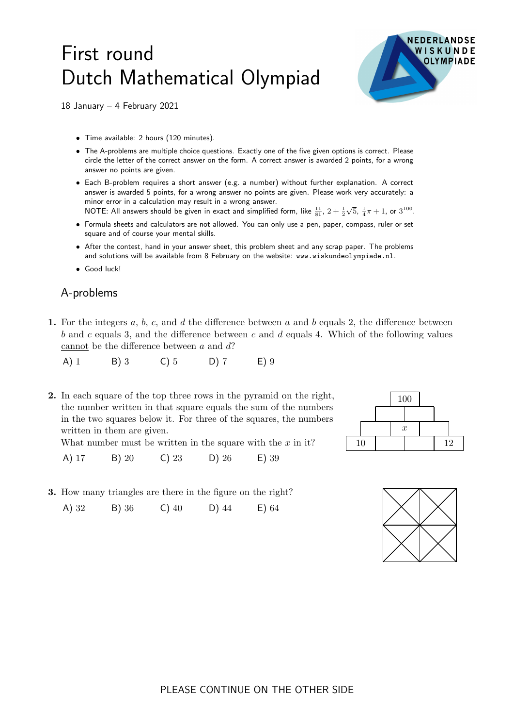# First round
# Dutch Mathematical Olympiad

18 January – 4 February 2021

- Time available: 2 hours (120 minutes).
- The A-problems are multiple choice questions. Exactly one of the five given options is correct. Please circle the letter of the correct answer on the form. A correct answer is awarded 2 points, for a wrong answer no points are given.
- Each B-problem requires a short answer (e.g. a number) without further explanation. A correct answer is awarded 5 points, for a wrong answer no points are given. Please work very accurately: a minor error in a calculation may result in a wrong answer.
  NOTE: All answers should be given in exact and simplified form, like $\frac{11}{81}$, $2 + \frac{1}{2}\sqrt{5}$, $\frac{1}{4}\pi + 1$, or $3^{100}$.
- Formula sheets and calculators are not allowed. You can only use a pen, paper, compass, ruler or set square and of course your mental skills.
- After the contest, hand in your answer sheet, this problem sheet and any scrap paper. The problems and solutions will be available from 8 February on the website: www.wiskundeolympiade.nl.
- Good luck!

## A-problems

**1.** For the integers $a$, $b$, $c$, and $d$ the difference between $a$ and $b$ equals 2, the difference between $b$ and $c$ equals 3, and the difference between $c$ and $d$ equals 4. Which of the following values cannot be the difference between $a$ and $d$?

A) 1 B) 3 C) 5 D) 7 E) 9

**2.** In each square of the top three rows in the pyramid on the right, the number written in that square equals the sum of the numbers in the two squares below it. For three of the squares, the numbers written in them are given.
What number must be written in the square with the $x$ in it?

A) 17 B) 20 C) 23 D) 26 E) 39

**3.** How many triangles are there in the figure on the right?

A) 32 B) 36 C) 40 D) 44 E) 64

PLEASE CONTINUE ON THE OTHER SIDE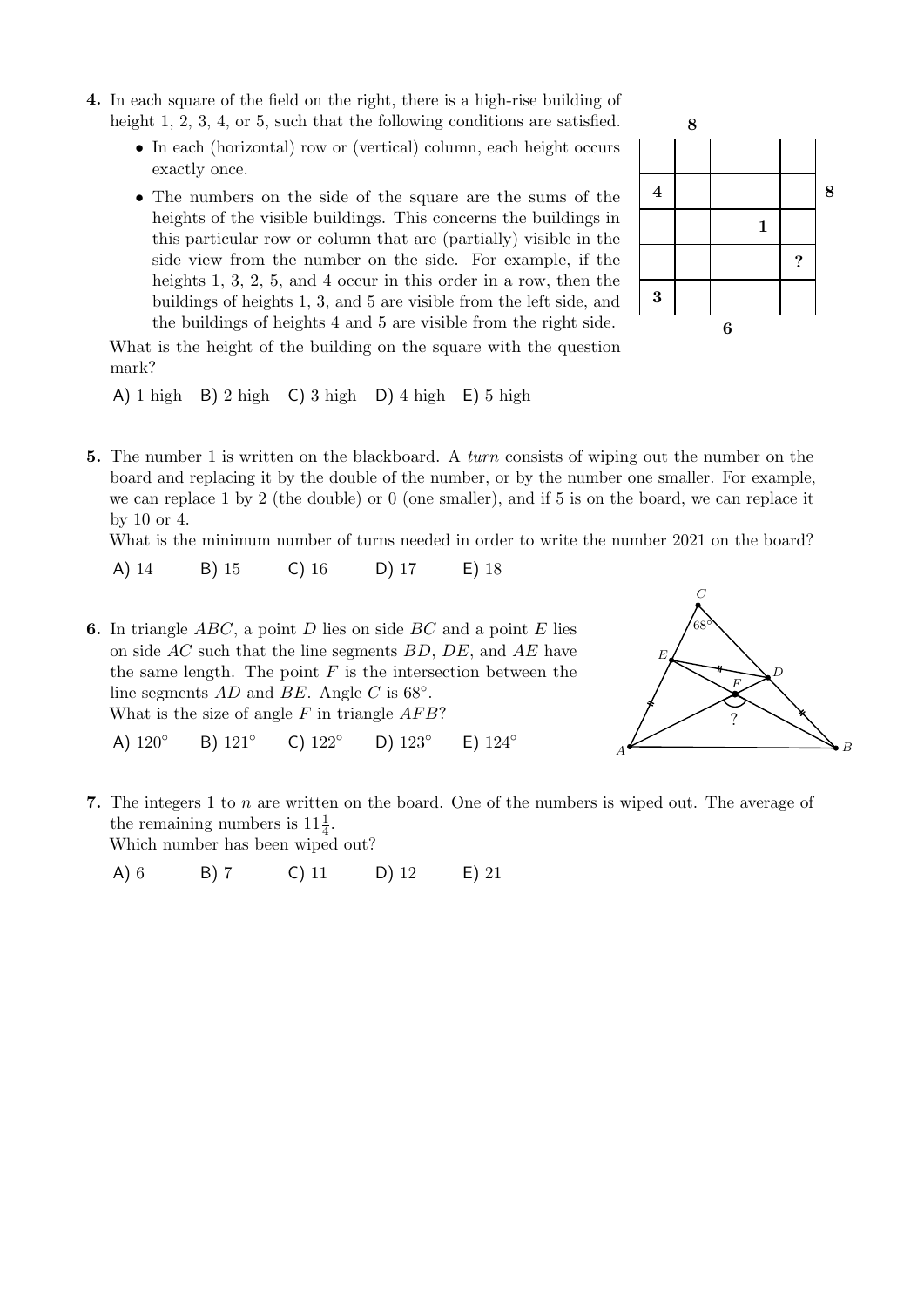**4.** In each square of the field on the right, there is a high-rise building of height 1, 2, 3, 4, or 5, such that the following conditions are satisfied.

- In each (horizontal) row or (vertical) column, each height occurs exactly once.
- The numbers on the side of the square are the sums of the heights of the visible buildings. This concerns the buildings in this particular row or column that are (partially) visible in the side view from the number on the side. For example, if the heights 1, 3, 2, 5, and 4 occur in this order in a row, then the buildings of heights 1, 3, and 5 are visible from the left side, and the buildings of heights 4 and 5 are visible from the right side.

| | | 8 | | | | |
|---|---|---|---|---|---|---|
| | | | | | | |
| | **4** | | | | | **8** |
| | | | | **1** | | |
| | | | | | **?** | |
| | **3** | | | | | |
| | | | **6** | | | |

What is the height of the building on the square with the question mark?

A) 1 high B) 2 high C) 3 high D) 4 high E) 5 high

**5.** The number 1 is written on the blackboard. A *turn* consists of wiping out the number on the board and replacing it by the double of the number, or by the number one smaller. For example, we can replace 1 by 2 (the double) or 0 (one smaller), and if 5 is on the board, we can replace it by 10 or 4.

What is the minimum number of turns needed in order to write the number 2021 on the board?

A) 14 B) 15 C) 16 D) 17 E) 18

**6.** In triangle $ABC$, a point $D$ lies on side $BC$ and a point $E$ lies on side $AC$ such that the line segments $BD$, $DE$, and $AE$ have the same length. The point $F$ is the intersection between the line segments $AD$ and $BE$. Angle $C$ is $68°$.

What is the size of angle $F$ in triangle $AFB$?

A) $120°$ B) $121°$ C) $122°$ D) $123°$ E) $124°$

**7.** The integers 1 to $n$ are written on the board. One of the numbers is wiped out. The average of the remaining numbers is $11\frac{1}{4}$.

Which number has been wiped out?

A) 6 B) 7 C) 11 D) 12 E) 21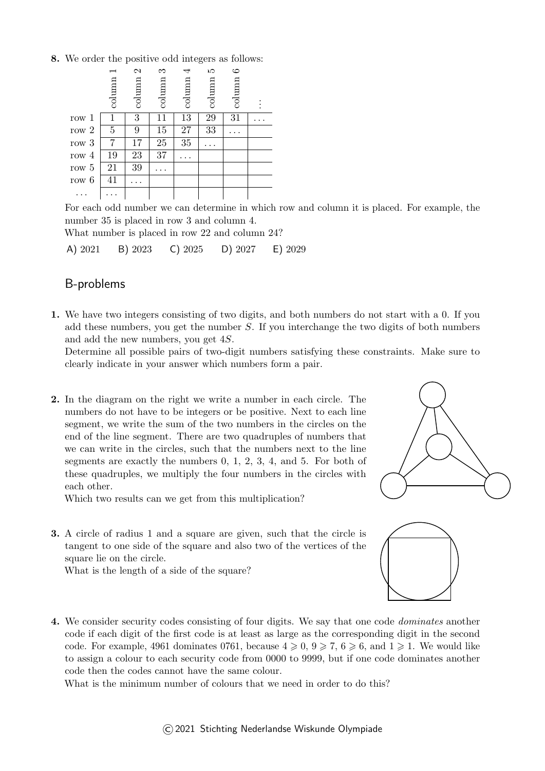**8.** We order the positive odd integers as follows:

| | column 1 | column 2 | column 3 | column 4 | column 5 | column 6 | ⋮ |
|---|---|---|---|---|---|---|---|
| row 1 | 1 | 3 | 11 | 13 | 29 | 31 | … |
| row 2 | 5 | 9 | 15 | 27 | 33 | … | |
| row 3 | 7 | 17 | 25 | 35 | … | | |
| row 4 | 19 | 23 | 37 | … | | | |
| row 5 | 21 | 39 | … | | | | |
| row 6 | 41 | … | | | | | |
| … | … | | | | | | |

For each odd number we can determine in which row and column it is placed. For example, the number 35 is placed in row 3 and column 4.

What number is placed in row 22 and column 24?

A) 2021 B) 2023 C) 2025 D) 2027 E) 2029

## B-problems

**1.** We have two integers consisting of two digits, and both numbers do not start with a 0. If you add these numbers, you get the number $S$. If you interchange the two digits of both numbers and add the new numbers, you get $4S$.

Determine all possible pairs of two-digit numbers satisfying these constraints. Make sure to clearly indicate in your answer which numbers form a pair.

**2.** In the diagram on the right we write a number in each circle. The numbers do not have to be integers or be positive. Next to each line segment, we write the sum of the two numbers in the circles on the end of the line segment. There are two quadruples of numbers that we can write in the circles, such that the numbers next to the line segments are exactly the numbers 0, 1, 2, 3, 4, and 5. For both of these quadruples, we multiply the four numbers in the circles with each other.

Which two results can we get from this multiplication?

**3.** A circle of radius 1 and a square are given, such that the circle is tangent to one side of the square and also two of the vertices of the square lie on the circle.

What is the length of a side of the square?

**4.** We consider security codes consisting of four digits. We say that one code *dominates* another code if each digit of the first code is at least as large as the corresponding digit in the second code. For example, 4961 dominates 0761, because $4 \geqslant 0$, $9 \geqslant 7$, $6 \geqslant 6$, and $1 \geqslant 1$. We would like to assign a colour to each security code from 0000 to 9999, but if one code dominates another code then the codes cannot have the same colour.

What is the minimum number of colours that we need in order to do this?